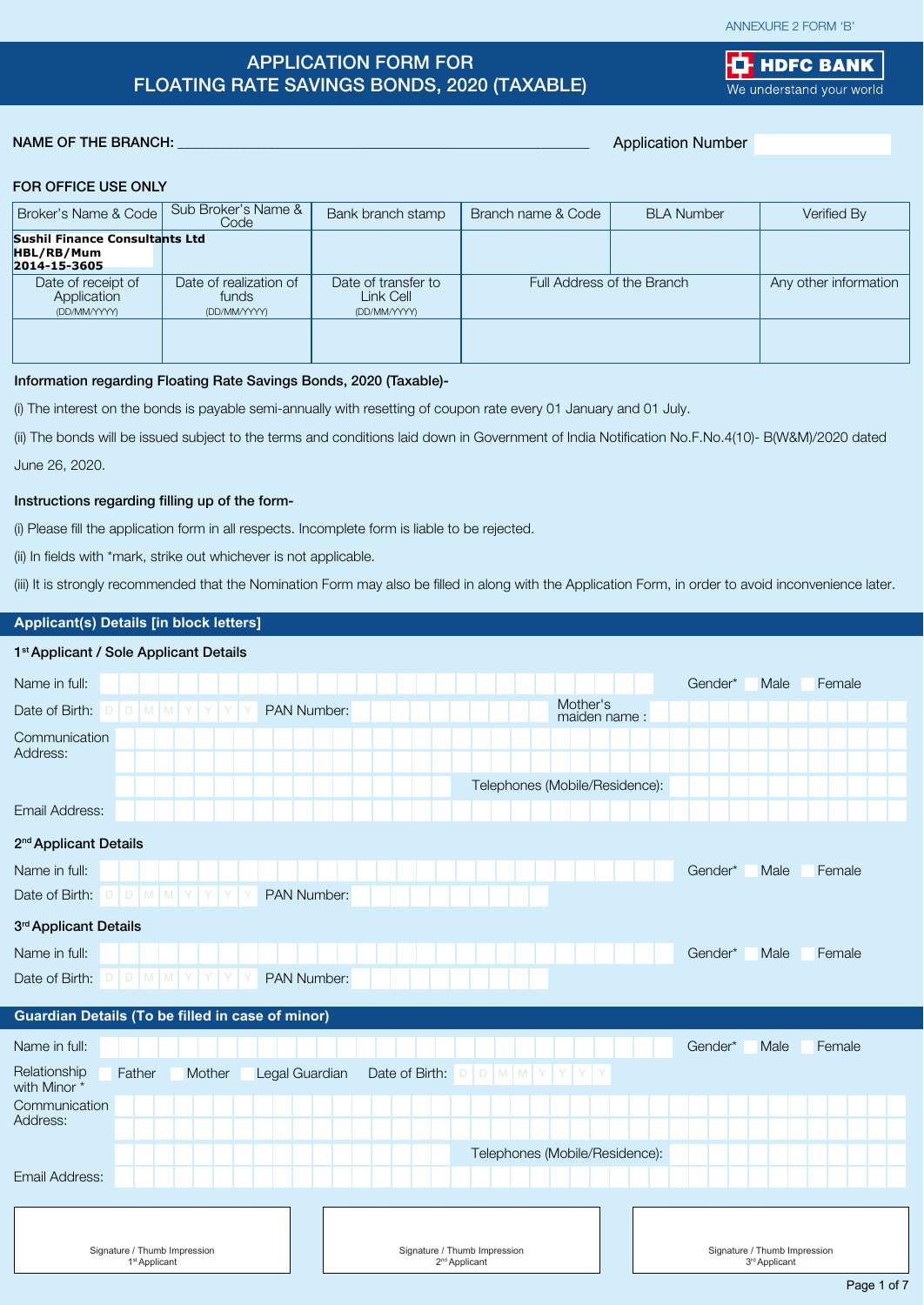ANNEXURE 2 FORM 'B'

# APPLICATION FORM FOR FLOATING RATE SAVINGS BONDS, 2020 (TAXABLE)

HDFC BANK
We understand your world

NAME OF THE BRANCH: _______________________________________________ Application Number

FOR OFFICE USE ONLY

| Broker's Name & Code | Sub Broker's Name & Code | Bank branch stamp | Branch name & Code | BLA Number | Verified By |
|---|---|---|---|---|---|
| **Sushil Finance Consultants Ltd HBL/RB/Mum 2014-15-3605** | | | | | |
| Date of receipt of Application (DD/MM/YYYY) | Date of realization of funds (DD/MM/YYYY) | Date of transfer to Link Cell (DD/MM/YYYY) | Full Address of the Branch | | Any other information |
| | | | | | |

**Information regarding Floating Rate Savings Bonds, 2020 (Taxable)-**

(i) The interest on the bonds is payable semi-annually with resetting of coupon rate every 01 January and 01 July.

(ii) The bonds will be issued subject to the terms and conditions laid down in Government of India Notification No.F.No.4(10)- B(W&M)/2020 dated June 26, 2020.

**Instructions regarding filling up of the form-**

(i) Please fill the application form in all respects. Incomplete form is liable to be rejected.

(ii) In fields with *mark, strike out whichever is not applicable.

(iii) It is strongly recommended that the Nomination Form may also be filled in along with the Application Form, in order to avoid inconvenience later.

## Applicant(s) Details [in block letters]

### 1st Applicant / Sole Applicant Details

Name in full: ______________________ Gender* ☐ Male ☐ Female

Date of Birth: D D M M Y Y Y Y PAN Number: ______________ Mother's maiden name : ______________

Communication Address: ______________________

Telephones (Mobile/Residence): ______________

Email Address: ______________________

### 2nd Applicant Details

Name in full: ______________________ Gender* ☐ Male ☐ Female

Date of Birth: D D M M Y Y Y Y PAN Number: ______________

### 3rd Applicant Details

Name in full: ______________________ Gender* ☐ Male ☐ Female

Date of Birth: D D M M Y Y Y Y PAN Number: ______________

## Guardian Details (To be filled in case of minor)

Name in full: ______________________ Gender* ☐ Male ☐ Female

Relationship with Minor * ☐ Father ☐ Mother ☐ Legal Guardian Date of Birth: D D M M Y Y Y Y

Communication Address: ______________________

Telephones (Mobile/Residence): ______________

Email Address: ______________________

| Signature / Thumb Impression 1st Applicant | Signature / Thumb Impression 2nd Applicant | Signature / Thumb Impression 3rd Applicant |
|---|---|---|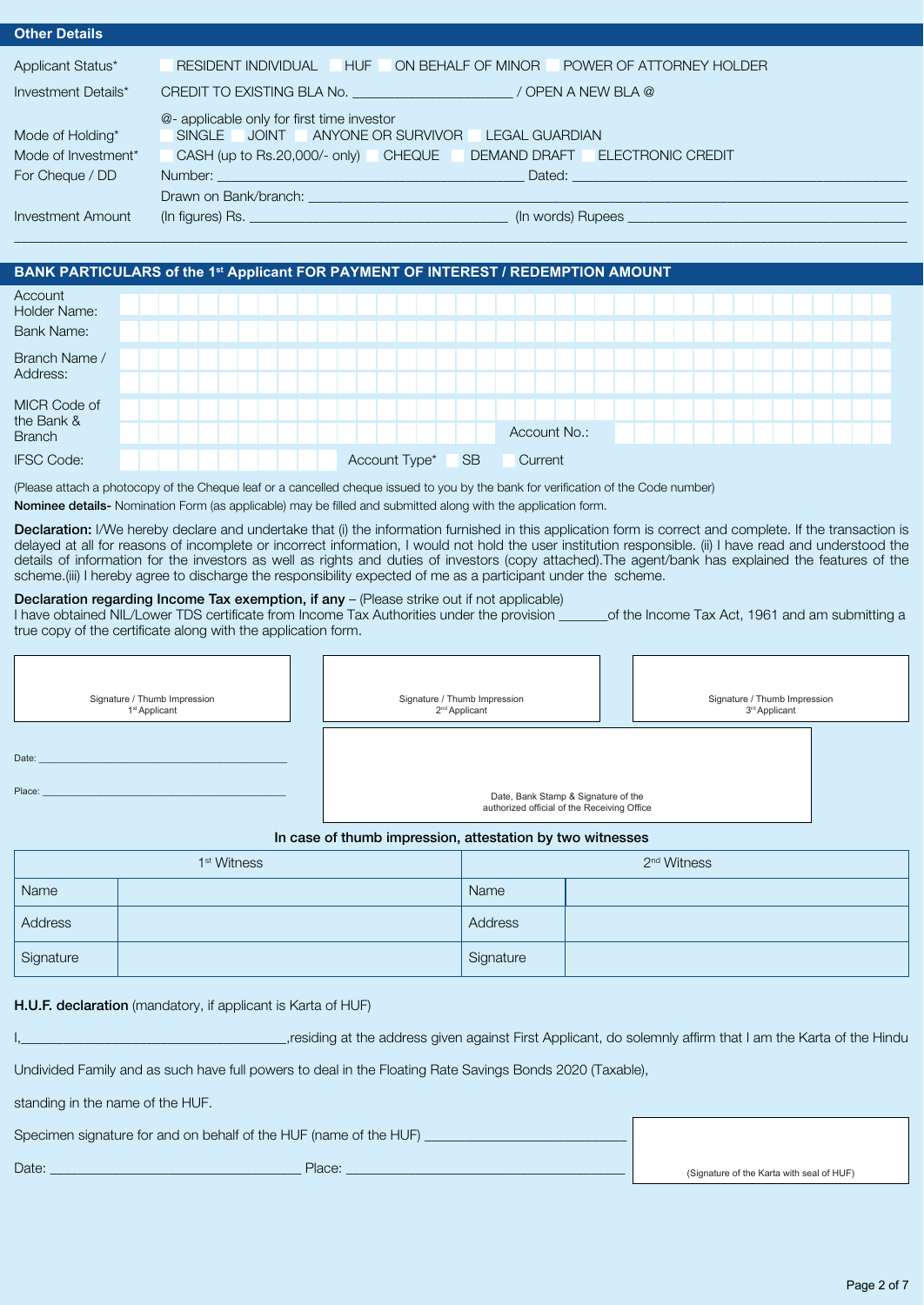## Other Details

Applicant Status* ☐ RESIDENT INDIVIDUAL ☐ HUF ☐ ON BEHALF OF MINOR ☐ POWER OF ATTORNEY HOLDER

Investment Details* CREDIT TO EXISTING BLA No. ____________________ / OPEN A NEW BLA @

@- applicable only for first time investor

Mode of Holding* ☐ SINGLE ☐ JOINT ☐ ANYONE OR SURVIVOR ☐ LEGAL GUARDIAN

Mode of Investment* ☐ CASH (up to Rs.20,000/- only) ☐ CHEQUE ☐ DEMAND DRAFT ☐ ELECTRONIC CREDIT

For Cheque / DD Number: ____________________ Dated: ____________________

Drawn on Bank/branch: ____________________

Investment Amount (In figures) Rs. ____________________ (In words) Rupees ____________________

## BANK PARTICULARS of the 1st Applicant FOR PAYMENT OF INTEREST / REDEMPTION AMOUNT

Account Holder Name: ____________________

Bank Name: ____________________

Branch Name / Address: ____________________

MICR Code of the Bank & Branch: ____________________ Account No.: ____________________

IFSC Code: ____________________ Account Type* ☐ SB ☐ Current

(Please attach a photocopy of the Cheque leaf or a cancelled cheque issued to you by the bank for verification of the Code number)

**Nominee details-** Nomination Form (as applicable) may be filled and submitted along with the application form.

**Declaration:** I/We hereby declare and undertake that (i) the information furnished in this application form is correct and complete. If the transaction is delayed at all for reasons of incomplete or incorrect information, I would not hold the user institution responsible. (ii) I have read and understood the details of information for the investors as well as rights and duties of investors (copy attached).The agent/bank has explained the features of the scheme.(iii) I hereby agree to discharge the responsibility expected of me as a participant under the scheme.

**Declaration regarding Income Tax exemption, if any** – (Please strike out if not applicable)
I have obtained NIL/Lower TDS certificate from Income Tax Authorities under the provision _______of the Income Tax Act, 1961 and am submitting a true copy of the certificate along with the application form.

| Signature / Thumb Impression 1st Applicant | Signature / Thumb Impression 2nd Applicant | Signature / Thumb Impression 3rd Applicant |
|---|---|---|

Date: ____________________

Place: ____________________

Date, Bank Stamp & Signature of the authorized official of the Receiving Office

**In case of thumb impression, attestation by two witnesses**

| 1st Witness | | 2nd Witness | |
|---|---|---|---|
| Name | | Name | |
| Address | | Address | |
| Signature | | Signature | |

**H.U.F. declaration** (mandatory, if applicant is Karta of HUF)

I,____________________,residing at the address given against First Applicant, do solemnly affirm that I am the Karta of the Hindu Undivided Family and as such have full powers to deal in the Floating Rate Savings Bonds 2020 (Taxable), standing in the name of the HUF.

Specimen signature for and on behalf of the HUF (name of the HUF) ____________________

Date: ____________________ Place: ____________________

(Signature of the Karta with seal of HUF)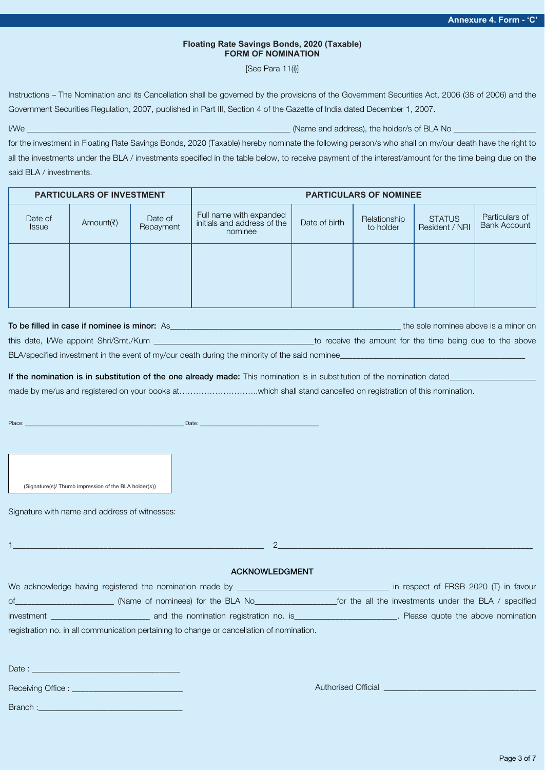Annexure 4. Form - 'C'

**Floating Rate Savings Bonds, 2020 (Taxable)**
**FORM OF NOMINATION**

[See Para 11(i)]

Instructions – The Nomination and its Cancellation shall be governed by the provisions of the Government Securities Act, 2006 (38 of 2006) and the Government Securities Regulation, 2007, published in Part III, Section 4 of the Gazette of India dated December 1, 2007.

I/We ____________________________________________________________ (Name and address), the holder/s of BLA No __________________ for the investment in Floating Rate Savings Bonds, 2020 (Taxable) hereby nominate the following person/s who shall on my/our death have the right to all the investments under the BLA / investments specified in the table below, to receive payment of the interest/amount for the time being due on the said BLA / investments.

| PARTICULARS OF INVESTMENT | | | PARTICULARS OF NOMINEE | | | | |
|---|---|---|---|---|---|---|---|
| Date of Issue | Amount(₹) | Date of Repayment | Full name with expanded initials and address of the nominee | Date of birth | Relationship to holder | STATUS Resident / NRI | Particulars of Bank Account |
| | | | | | | | |

**To be filled in case if nominee is minor:** As_____________________________________________________ the sole nominee above is a minor on this date, I/We appoint Shri/Smt./Kum ____________________________________to receive the amount for the time being due to the above BLA/specified investment in the event of my/our death during the minority of the said nominee___________________________________________

**If the nomination is in substitution of the one already made:** This nomination is in substitution of the nomination dated__________________ made by me/us and registered on your books at………………………..which shall stand cancelled on registration of this nomination.

Place: _____________________________________________ Date: __________________________________

(Signature(s)/ Thumb impression of the BLA holder(s))

Signature with name and address of witnesses:

1__________________________________________________________ 2__________________________________________________________

## ACKNOWLEDGMENT

We acknowledge having registered the nomination made by __________________________________ in respect of FRSB 2020 (T) in favour of______________________ (Name of nominees) for the BLA No__________________for the all the investments under the BLA / specified investment ______________________ and the nomination registration no. is_______________________. Please quote the above nomination registration no. in all communication pertaining to change or cancellation of nomination.

Date : __________________________________

Receiving Office : _________________________

Branch :_________________________________

Authorised Official ___________________________________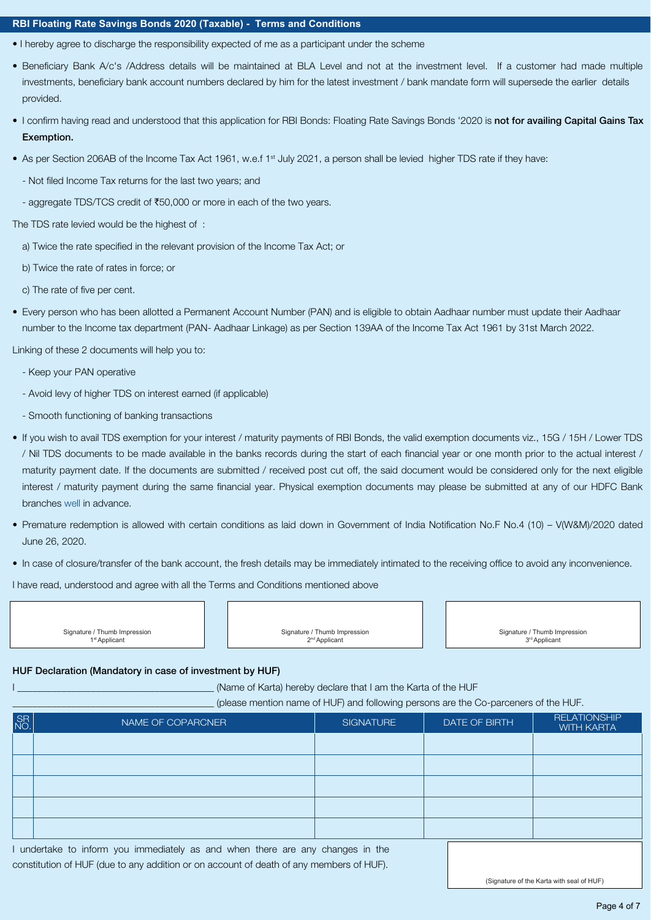## RBI Floating Rate Savings Bonds 2020 (Taxable) - Terms and Conditions

- I hereby agree to discharge the responsibility expected of me as a participant under the scheme
- Beneficiary Bank A/c's /Address details will be maintained at BLA Level and not at the investment level. If a customer had made multiple investments, beneficiary bank account numbers declared by him for the latest investment / bank mandate form will supersede the earlier details provided.
- I confirm having read and understood that this application for RBI Bonds: Floating Rate Savings Bonds '2020 is **not for availing Capital Gains Tax Exemption.**
- As per Section 206AB of the Income Tax Act 1961, w.e.f 1st July 2021, a person shall be levied higher TDS rate if they have:
  - Not filed Income Tax returns for the last two years; and
  - aggregate TDS/TCS credit of ₹50,000 or more in each of the two years.

The TDS rate levied would be the highest of :

a) Twice the rate specified in the relevant provision of the Income Tax Act; or

b) Twice the rate of rates in force; or

c) The rate of five per cent.

- Every person who has been allotted a Permanent Account Number (PAN) and is eligible to obtain Aadhaar number must update their Aadhaar number to the Income tax department (PAN- Aadhaar Linkage) as per Section 139AA of the Income Tax Act 1961 by 31st March 2022.

Linking of these 2 documents will help you to:

- Keep your PAN operative
- Avoid levy of higher TDS on interest earned (if applicable)
- Smooth functioning of banking transactions

- If you wish to avail TDS exemption for your interest / maturity payments of RBI Bonds, the valid exemption documents viz., 15G / 15H / Lower TDS / Nil TDS documents to be made available in the banks records during the start of each financial year or one month prior to the actual interest / maturity payment date. If the documents are submitted / received post cut off, the said document would be considered only for the next eligible interest / maturity payment during the same financial year. Physical exemption documents may please be submitted at any of our HDFC Bank branches well in advance.
- Premature redemption is allowed with certain conditions as laid down in Government of India Notification No.F No.4 (10) – V(W&M)/2020 dated June 26, 2020.
- In case of closure/transfer of the bank account, the fresh details may be immediately intimated to the receiving office to avoid any inconvenience.

I have read, understood and agree with all the Terms and Conditions mentioned above

| Signature / Thumb Impression 1st Applicant | Signature / Thumb Impression 2nd Applicant | Signature / Thumb Impression 3rd Applicant |
|---|---|---|
| | | |

### HUF Declaration (Mandatory in case of investment by HUF)

I ____________________________________ (Name of Karta) hereby declare that I am the Karta of the HUF ____________________________________ (please mention name of HUF) and following persons are the Co-parceners of the HUF.

| SR NO. | NAME OF COPARCNER | SIGNATURE | DATE OF BIRTH | RELATIONSHIP WITH KARTA |
|---|---|---|---|---|
| | | | | |
| | | | | |
| | | | | |
| | | | | |
| | | | | |

I undertake to inform you immediately as and when there are any changes in the constitution of HUF (due to any addition or on account of death of any members of HUF).

(Signature of the Karta with seal of HUF)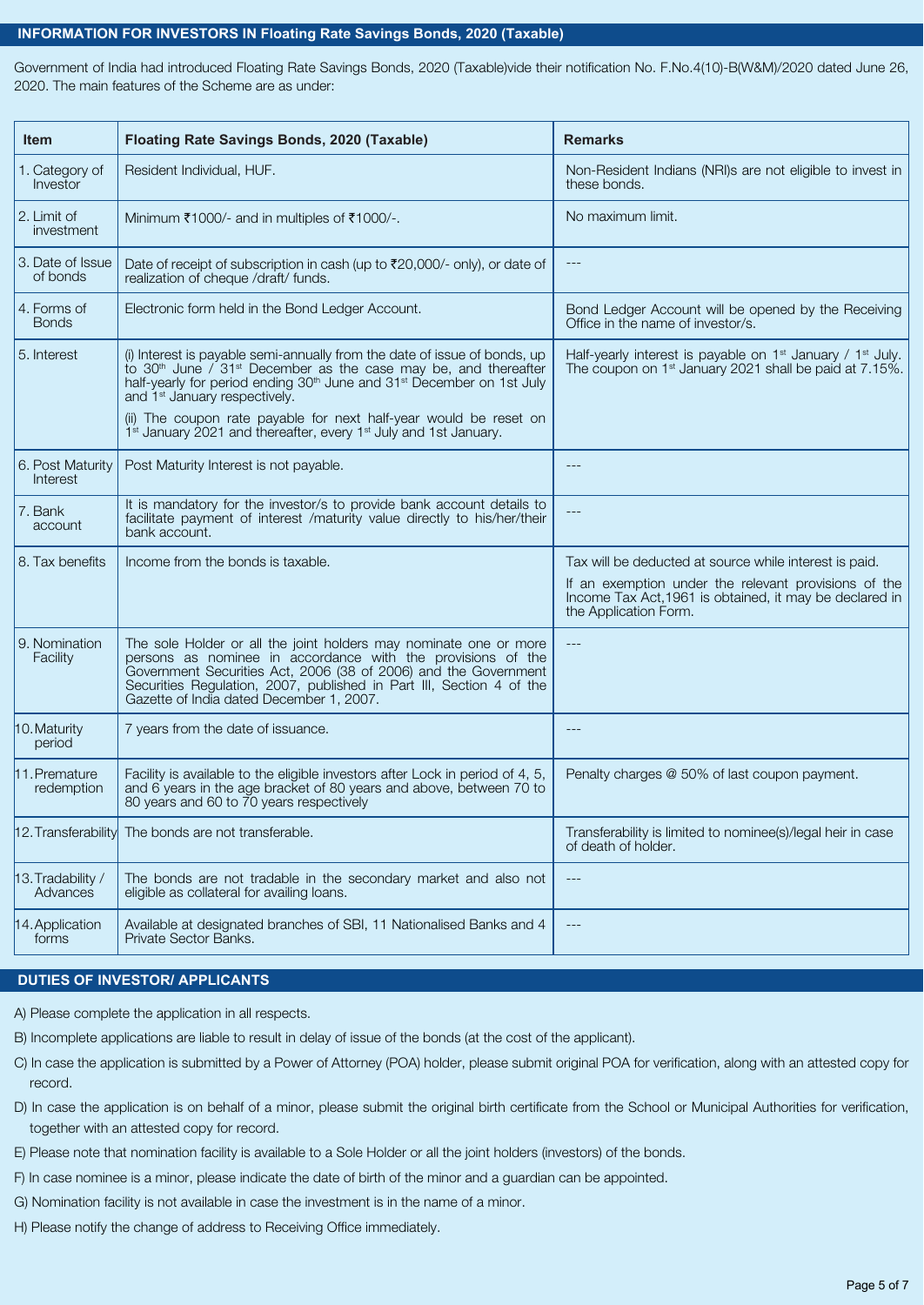## INFORMATION FOR INVESTORS IN Floating Rate Savings Bonds, 2020 (Taxable)

Government of India had introduced Floating Rate Savings Bonds, 2020 (Taxable)vide their notification No. F.No.4(10)-B(W&M)/2020 dated June 26, 2020. The main features of the Scheme are as under:

| Item | Floating Rate Savings Bonds, 2020 (Taxable) | Remarks |
|---|---|---|
| 1. Category of Investor | Resident Individual, HUF. | Non-Resident Indians (NRI)s are not eligible to invest in these bonds. |
| 2. Limit of investment | Minimum ₹1000/- and in multiples of ₹1000/-. | No maximum limit. |
| 3. Date of Issue of bonds | Date of receipt of subscription in cash (up to ₹20,000/- only), or date of realization of cheque /draft/ funds. | --- |
| 4. Forms of Bonds | Electronic form held in the Bond Ledger Account. | Bond Ledger Account will be opened by the Receiving Office in the name of investor/s. |
| 5. Interest | (i) Interest is payable semi-annually from the date of issue of bonds, up to 30th June / 31st December as the case may be, and thereafter half-yearly for period ending 30th June and 31st December on 1st July and 1st January respectively.<br>(ii) The coupon rate payable for next half-year would be reset on 1st January 2021 and thereafter, every 1st July and 1st January. | Half-yearly interest is payable on 1st January / 1st July. The coupon on 1st January 2021 shall be paid at 7.15%. |
| 6. Post Maturity Interest | Post Maturity Interest is not payable. | --- |
| 7. Bank account | It is mandatory for the investor/s to provide bank account details to facilitate payment of interest /maturity value directly to his/her/their bank account. | --- |
| 8. Tax benefits | Income from the bonds is taxable. | Tax will be deducted at source while interest is paid.<br>If an exemption under the relevant provisions of the Income Tax Act,1961 is obtained, it may be declared in the Application Form. |
| 9. Nomination Facility | The sole Holder or all the joint holders may nominate one or more persons as nominee in accordance with the provisions of the Government Securities Act, 2006 (38 of 2006) and the Government Securities Regulation, 2007, published in Part III, Section 4 of the Gazette of India dated December 1, 2007. | --- |
| 10. Maturity period | 7 years from the date of issuance. | --- |
| 11. Premature redemption | Facility is available to the eligible investors after Lock in period of 4, 5, and 6 years in the age bracket of 80 years and above, between 70 to 80 years and 60 to 70 years respectively | Penalty charges @ 50% of last coupon payment. |
| 12. Transferability | The bonds are not transferable. | Transferability is limited to nominee(s)/legal heir in case of death of holder. |
| 13. Tradability / Advances | The bonds are not tradable in the secondary market and also not eligible as collateral for availing loans. | --- |
| 14. Application forms | Available at designated branches of SBI, 11 Nationalised Banks and 4 Private Sector Banks. | --- |

## DUTIES OF INVESTOR/ APPLICANTS

A) Please complete the application in all respects.

B) Incomplete applications are liable to result in delay of issue of the bonds (at the cost of the applicant).

C) In case the application is submitted by a Power of Attorney (POA) holder, please submit original POA for verification, along with an attested copy for record.

D) In case the application is on behalf of a minor, please submit the original birth certificate from the School or Municipal Authorities for verification, together with an attested copy for record.

E) Please note that nomination facility is available to a Sole Holder or all the joint holders (investors) of the bonds.

F) In case nominee is a minor, please indicate the date of birth of the minor and a guardian can be appointed.

G) Nomination facility is not available in case the investment is in the name of a minor.

H) Please notify the change of address to Receiving Office immediately.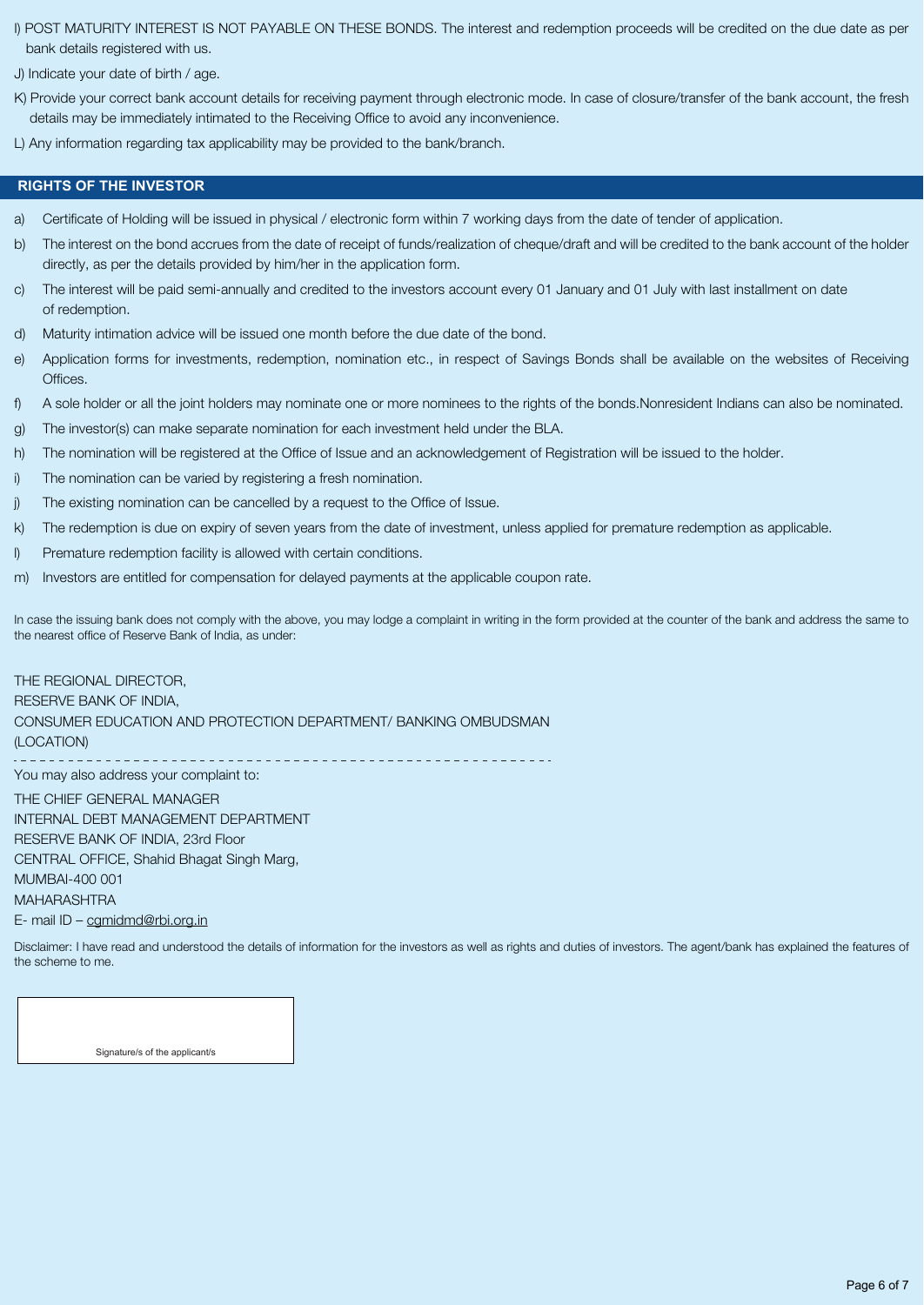I) POST MATURITY INTEREST IS NOT PAYABLE ON THESE BONDS. The interest and redemption proceeds will be credited on the due date as per bank details registered with us.

J) Indicate your date of birth / age.

K) Provide your correct bank account details for receiving payment through electronic mode. In case of closure/transfer of the bank account, the fresh details may be immediately intimated to the Receiving Office to avoid any inconvenience.

L) Any information regarding tax applicability may be provided to the bank/branch.

## RIGHTS OF THE INVESTOR

a) Certificate of Holding will be issued in physical / electronic form within 7 working days from the date of tender of application.

b) The interest on the bond accrues from the date of receipt of funds/realization of cheque/draft and will be credited to the bank account of the holder directly, as per the details provided by him/her in the application form.

c) The interest will be paid semi-annually and credited to the investors account every 01 January and 01 July with last installment on date of redemption.

d) Maturity intimation advice will be issued one month before the due date of the bond.

e) Application forms for investments, redemption, nomination etc., in respect of Savings Bonds shall be available on the websites of Receiving Offices.

f) A sole holder or all the joint holders may nominate one or more nominees to the rights of the bonds.Nonresident Indians can also be nominated.

g) The investor(s) can make separate nomination for each investment held under the BLA.

h) The nomination will be registered at the Office of Issue and an acknowledgement of Registration will be issued to the holder.

i) The nomination can be varied by registering a fresh nomination.

j) The existing nomination can be cancelled by a request to the Office of Issue.

k) The redemption is due on expiry of seven years from the date of investment, unless applied for premature redemption as applicable.

l) Premature redemption facility is allowed with certain conditions.

m) Investors are entitled for compensation for delayed payments at the applicable coupon rate.

In case the issuing bank does not comply with the above, you may lodge a complaint in writing in the form provided at the counter of the bank and address the same to the nearest office of Reserve Bank of India, as under:

THE REGIONAL DIRECTOR,
RESERVE BANK OF INDIA,
CONSUMER EDUCATION AND PROTECTION DEPARTMENT/ BANKING OMBUDSMAN
(LOCATION)

---

You may also address your complaint to:

THE CHIEF GENERAL MANAGER
INTERNAL DEBT MANAGEMENT DEPARTMENT
RESERVE BANK OF INDIA, 23rd Floor
CENTRAL OFFICE, Shahid Bhagat Singh Marg,
MUMBAI-400 001
MAHARASHTRA
E- mail ID – cgmidmd@rbi.org.in

Disclaimer: I have read and understood the details of information for the investors as well as rights and duties of investors. The agent/bank has explained the features of the scheme to me.

Signature/s of the applicant/s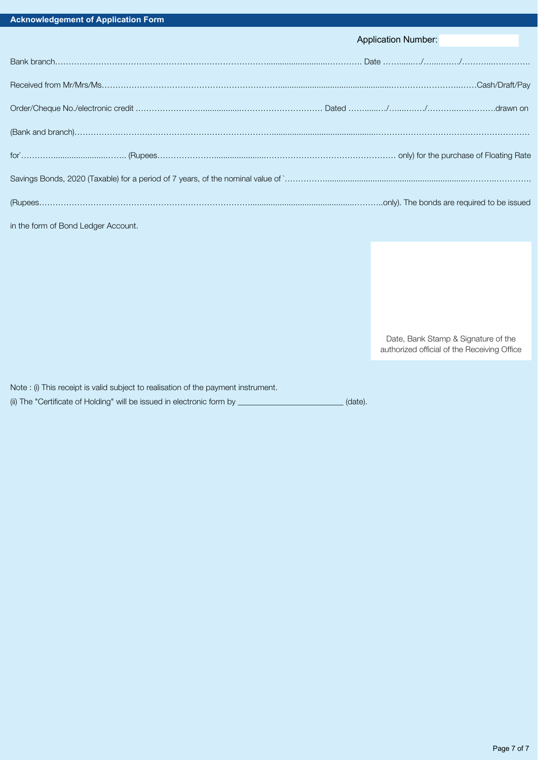## Acknowledgement of Application Form

Application Number:

Bank branch……………………………………………………………………………………………………………………. Date …………/…………/……………………….

Received from Mr/Mrs/Ms……………………………………………………………………………………………………………………………………Cash/Draft/Pay

Order/Cheque No./electronic credit …………………………………………………………… Dated …………/…………/……………………….drawn on

(Bank and branch)……………………………………………………………………………………………………………………………………………………………………

for`……………………………….. (Rupees……………………………………………………………………………… only) for the purchase of Floating Rate

Savings Bonds, 2020 (Taxable) for a period of 7 years, of the nominal value of `……………………………………………………………………………………….

(Rupees………………………………………………………………………………………………………………………..only). The bonds are required to be issued

in the form of Bond Ledger Account.

Date, Bank Stamp & Signature of the authorized official of the Receiving Office

Note : (i) This receipt is valid subject to realisation of the payment instrument.

(ii) The "Certificate of Holding" will be issued in electronic form by ________________________ (date).